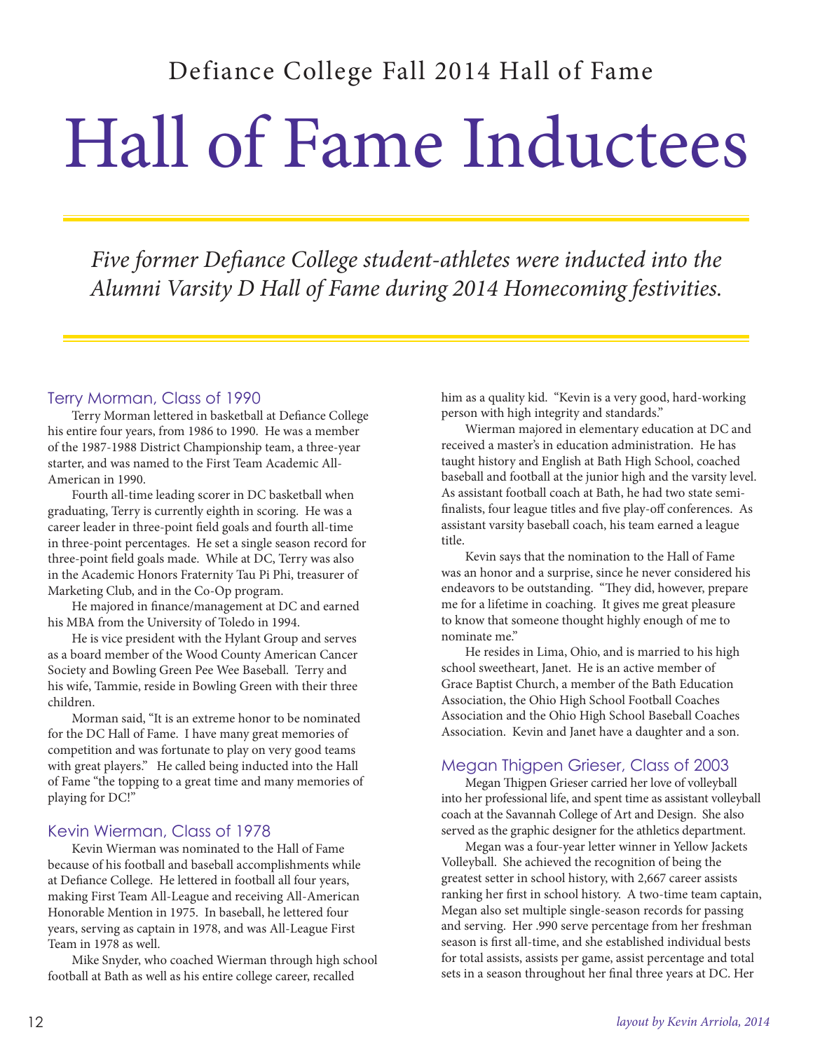Defiance College Fall 2014 Hall of Fame

# Hall of Fame Inductees

*Five former Defiance College student-athletes were inducted into the Alumni Varsity D Hall of Fame during 2014 Homecoming festivities.*

## Terry Morman, Class of 1990

Terry Morman lettered in basketball at Defiance College his entire four years, from 1986 to 1990. He was a member of the 1987-1988 District Championship team, a three-year starter, and was named to the First Team Academic All-American in 1990.

Fourth all-time leading scorer in DC basketball when graduating, Terry is currently eighth in scoring. He was a career leader in three-point field goals and fourth all-time in three-point percentages. He set a single season record for three-point field goals made. While at DC, Terry was also in the Academic Honors Fraternity Tau Pi Phi, treasurer of Marketing Club, and in the Co-Op program.

He majored in finance/management at DC and earned his MBA from the University of Toledo in 1994.

He is vice president with the Hylant Group and serves as a board member of the Wood County American Cancer Society and Bowling Green Pee Wee Baseball. Terry and his wife, Tammie, reside in Bowling Green with their three children.

Morman said, "It is an extreme honor to be nominated for the DC Hall of Fame. I have many great memories of competition and was fortunate to play on very good teams with great players." He called being inducted into the Hall of Fame "the topping to a great time and many memories of playing for DC!"

## Kevin Wierman, Class of 1978

Kevin Wierman was nominated to the Hall of Fame because of his football and baseball accomplishments while at Defiance College. He lettered in football all four years, making First Team All-League and receiving All-American Honorable Mention in 1975. In baseball, he lettered four years, serving as captain in 1978, and was All-League First Team in 1978 as well.

Mike Snyder, who coached Wierman through high school football at Bath as well as his entire college career, recalled him as a quality kid. "Kevin is a very good, hard-working person with high integrity and standards."

Wierman majored in elementary education at DC and received a master's in education administration. He has taught history and English at Bath High School, coached baseball and football at the junior high and the varsity level. As assistant football coach at Bath, he had two state semi-finalists, four league titles and five play-off conferences. As assistant varsity baseball coach, his team earned a league title.

Kevin says that the nomination to the Hall of Fame was an honor and a surprise, since he never considered his endeavors to be outstanding. "They did, however, prepare me for a lifetime in coaching. It gives me great pleasure to know that someone thought highly enough of me to nominate me."

He resides in Lima, Ohio, and is married to his high school sweetheart, Janet. He is an active member of Grace Baptist Church, a member of the Bath Education Association, the Ohio High School Football Coaches Association and the Ohio High School Baseball Coaches Association. Kevin and Janet have a daughter and a son.

## Megan Thigpen Grieser, Class of 2003

Megan Thigpen Grieser carried her love of volleyball into her professional life, and spent time as assistant volleyball coach at the Savannah College of Art and Design. She also served as the graphic designer for the athletics department.

Megan was a four-year letter winner in Yellow Jackets Volleyball. She achieved the recognition of being the greatest setter in school history, with 2,667 career assists ranking her first in school history. A two-time team captain, Megan also set multiple single-season records for passing and serving. Her .990 serve percentage from her freshman season is first all-time, and she established individual bests for total assists, assists per game, assist percentage and total sets in a season throughout her final three years at DC. Her

*layout by Kevin Arriola, 2014*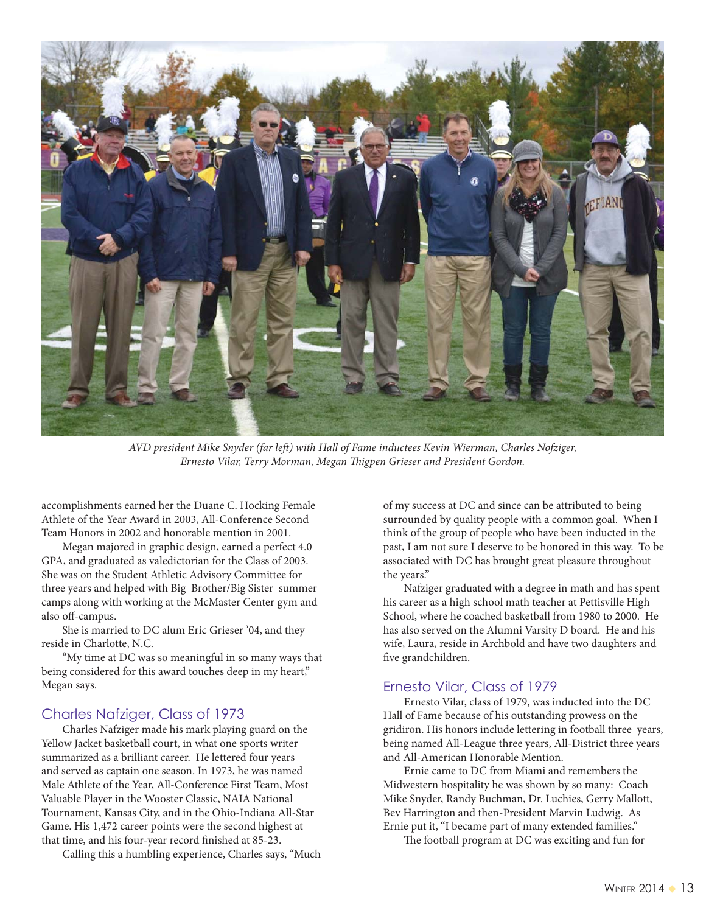*AVD president Mike Snyder (far left) with Hall of Fame inductees Kevin Wierman, Charles Nofziger, Ernesto Vilar, Terry Morman, Megan Thigpen Grieser and President Gordon.*

accomplishments earned her the Duane C. Hocking Female Athlete of the Year Award in 2003, All-Conference Second Team Honors in 2002 and honorable mention in 2001.

Megan majored in graphic design, earned a perfect 4.0 GPA, and graduated as valedictorian for the Class of 2003. She was on the Student Athletic Advisory Committee for three years and helped with Big Brother/Big Sister summer camps along with working at the McMaster Center gym and also off-campus.

She is married to DC alum Eric Grieser '04, and they reside in Charlotte, N.C.

"My time at DC was so meaningful in so many ways that being considered for this award touches deep in my heart," Megan says.

## Charles Nafziger, Class of 1973

Charles Nafziger made his mark playing guard on the Yellow Jacket basketball court, in what one sports writer summarized as a brilliant career. He lettered four years and served as captain one season. In 1973, he was named Male Athlete of the Year, All-Conference First Team, Most Valuable Player in the Wooster Classic, NAIA National Tournament, Kansas City, and in the Ohio-Indiana All-Star Game. His 1,472 career points were the second highest at that time, and his four-year record finished at 85-23.

Calling this a humbling experience, Charles says, "Much of my success at DC and since can be attributed to being surrounded by quality people with a common goal. When I think of the group of people who have been inducted in the past, I am not sure I deserve to be honored in this way. To be associated with DC has brought great pleasure throughout the years."

Nafziger graduated with a degree in math and has spent his career as a high school math teacher at Pettisville High School, where he coached basketball from 1980 to 2000. He has also served on the Alumni Varsity D board. He and his wife, Laura, reside in Archbold and have two daughters and five grandchildren.

## Ernesto Vilar, Class of 1979

Ernesto Vilar, class of 1979, was inducted into the DC Hall of Fame because of his outstanding prowess on the gridiron. His honors include lettering in football three years, being named All-League three years, All-District three years and All-American Honorable Mention.

Ernie came to DC from Miami and remembers the Midwestern hospitality he was shown by so many: Coach Mike Snyder, Randy Buchman, Dr. Luchies, Gerry Mallott, Bev Harrington and then-President Marvin Ludwig. As Ernie put it, "I became part of many extended families."

The football program at DC was exciting and fun for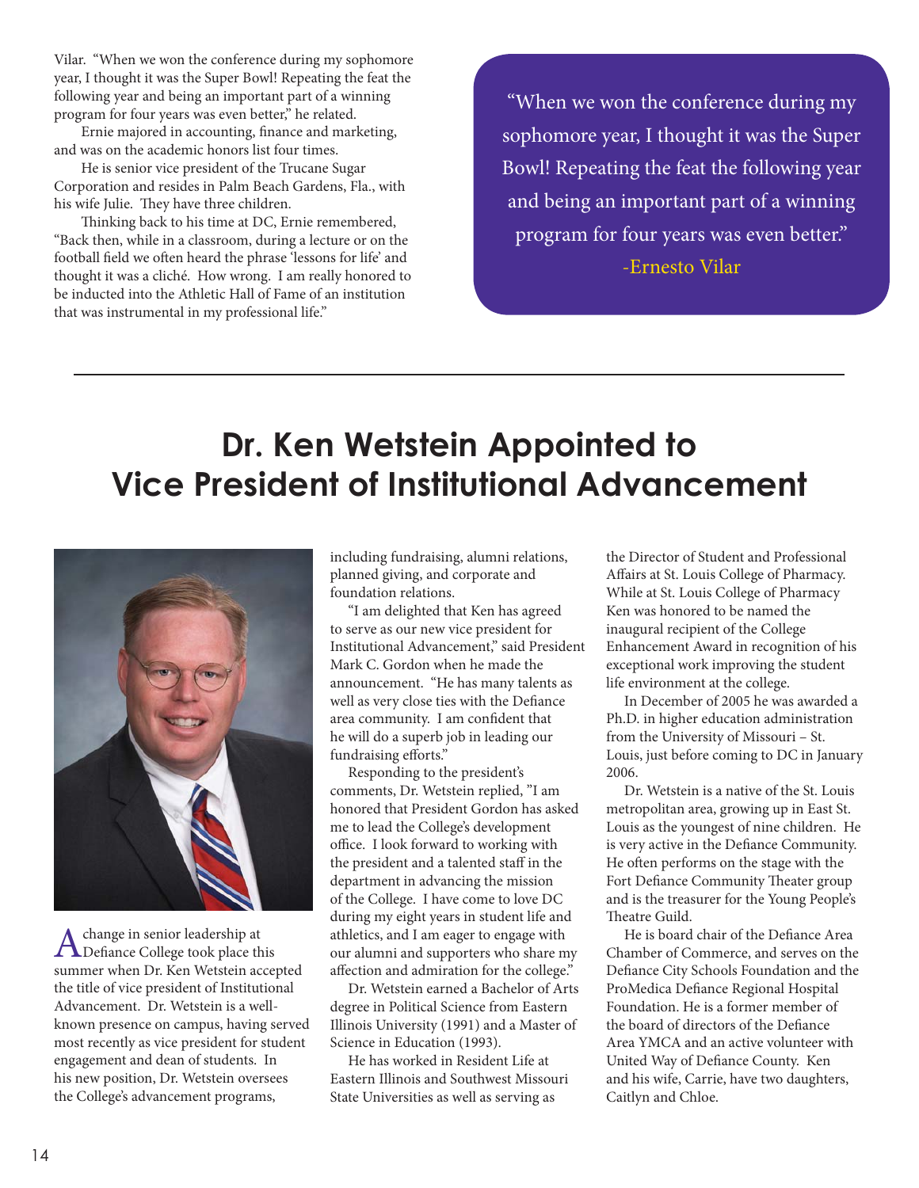Vilar. “When we won the conference during my sophomore year, I thought it was the Super Bowl! Repeating the feat the following year and being an important part of a winning program for four years was even better,” he related.

Ernie majored in accounting, finance and marketing, and was on the academic honors list four times.

He is senior vice president of the Trucane Sugar Corporation and resides in Palm Beach Gardens, Fla., with his wife Julie. They have three children.

Thinking back to his time at DC, Ernie remembered, “Back then, while in a classroom, during a lecture or on the football field we often heard the phrase ‘lessons for life’ and thought it was a cliché. How wrong. I am really honored to be inducted into the Athletic Hall of Fame of an institution that was instrumental in my professional life.”

> “When we won the conference during my sophomore year, I thought it was the Super Bowl! Repeating the feat the following year and being an important part of a winning program for four years was even better.”
> -Ernesto Vilar

---

# Dr. Ken Wetstein Appointed to Vice President of Institutional Advancement

A change in senior leadership at Defiance College took place this summer when Dr. Ken Wetstein accepted the title of vice president of Institutional Advancement. Dr. Wetstein is a well-known presence on campus, having served most recently as vice president for student engagement and dean of students. In his new position, Dr. Wetstein oversees the College’s advancement programs, including fundraising, alumni relations, planned giving, and corporate and foundation relations.

“I am delighted that Ken has agreed to serve as our new vice president for Institutional Advancement,” said President Mark C. Gordon when he made the announcement. “He has many talents as well as very close ties with the Defiance area community. I am confident that he will do a superb job in leading our fundraising efforts.”

Responding to the president’s comments, Dr. Wetstein replied, ”I am honored that President Gordon has asked me to lead the College’s development office. I look forward to working with the president and a talented staff in the department in advancing the mission of the College. I have come to love DC during my eight years in student life and athletics, and I am eager to engage with our alumni and supporters who share my affection and admiration for the college.”

Dr. Wetstein earned a Bachelor of Arts degree in Political Science from Eastern Illinois University (1991) and a Master of Science in Education (1993).

He has worked in Resident Life at Eastern Illinois and Southwest Missouri State Universities as well as serving as the Director of Student and Professional Affairs at St. Louis College of Pharmacy. While at St. Louis College of Pharmacy Ken was honored to be named the inaugural recipient of the College Enhancement Award in recognition of his exceptional work improving the student life environment at the college.

In December of 2005 he was awarded a Ph.D. in higher education administration from the University of Missouri – St. Louis, just before coming to DC in January 2006.

Dr. Wetstein is a native of the St. Louis metropolitan area, growing up in East St. Louis as the youngest of nine children. He is very active in the Defiance Community. He often performs on the stage with the Fort Defiance Community Theater group and is the treasurer for the Young People’s Theatre Guild.

He is board chair of the Defiance Area Chamber of Commerce, and serves on the Defiance City Schools Foundation and the ProMedica Defiance Regional Hospital Foundation. He is a former member of the board of directors of the Defiance Area YMCA and an active volunteer with United Way of Defiance County. Ken and his wife, Carrie, have two daughters, Caitlyn and Chloe.